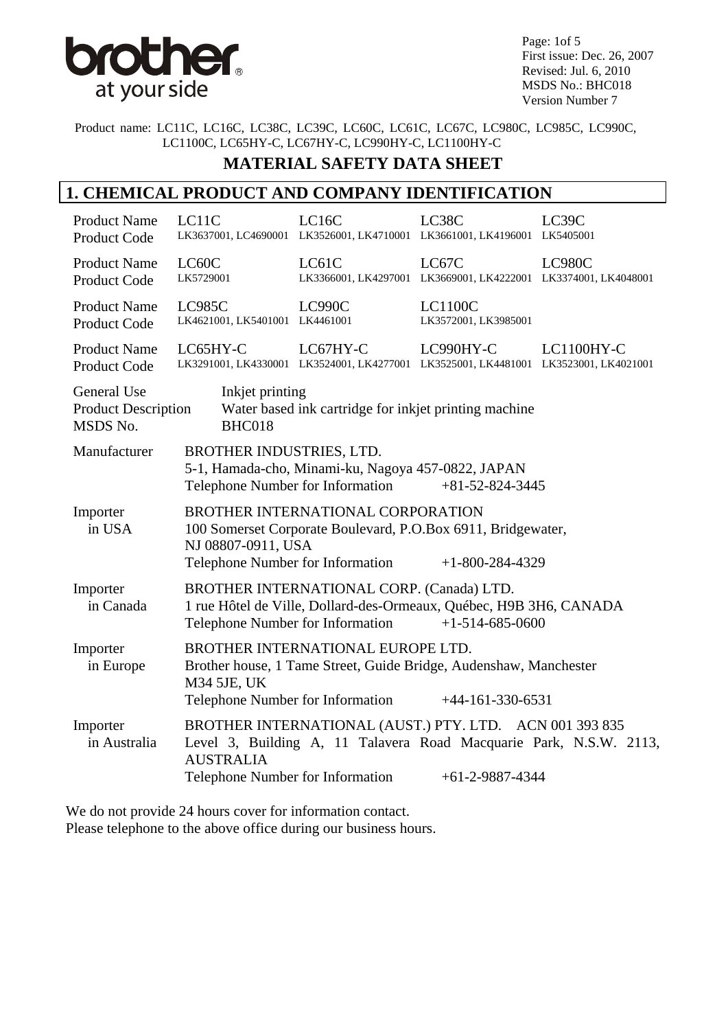First issue: Dec. 26, 2007
Revised: Jul. 6, 2010
MSDS No.: BHC018
Version Number 7

Product name: LC11C, LC16C, LC38C, LC39C, LC60C, LC61C, LC67C, LC980C, LC985C, LC990C, LC1100C, LC65HY-C, LC67HY-C, LC990HY-C, LC1100HY-C

# MATERIAL SAFETY DATA SHEET

## 1. CHEMICAL PRODUCT AND COMPANY IDENTIFICATION

| Product Name | LC11C | LC16C | LC38C | LC39C |
|---|---|---|---|---|
| Product Code | LK3637001, LC4690001 | LK3526001, LK4710001 | LK3661001, LK4196001 | LK5405001 |
| **Product Name** | LC60C | LC61C | LC67C | LC980C |
| **Product Code** | LK5729001 | LK3366001, LK4297001 | LK3669001, LK4222001 | LK3374001, LK4048001 |
| **Product Name** | LC985C | LC990C | LC1100C | |
| **Product Code** | LK4621001, LK5401001 | LK4461001 | LK3572001, LK3985001 | |
| **Product Name** | LC65HY-C | LC67HY-C | LC990HY-C | LC1100HY-C |
| **Product Code** | LK3291001, LK4330001 | LK3524001, LK4277001 | LK3525001, LK4481001 | LK3523001, LK4021001 |

General Use: Inkjet printing
Product Description: Water based ink cartridge for inkjet printing machine
MSDS No.: BHC018

**Manufacturer**
BROTHER INDUSTRIES, LTD.
5-1, Hamada-cho, Minami-ku, Nagoya 457-0822, JAPAN
Telephone Number for Information +81-52-824-3445

**Importer in USA**
BROTHER INTERNATIONAL CORPORATION
100 Somerset Corporate Boulevard, P.O.Box 6911, Bridgewater, NJ 08807-0911, USA
Telephone Number for Information +1-800-284-4329

**Importer in Canada**
BROTHER INTERNATIONAL CORP. (Canada) LTD.
1 rue Hôtel de Ville, Dollard-des-Ormeaux, Québec, H9B 3H6, CANADA
Telephone Number for Information +1-514-685-0600

**Importer in Europe**
BROTHER INTERNATIONAL EUROPE LTD.
Brother house, 1 Tame Street, Guide Bridge, Audenshaw, Manchester M34 5JE, UK
Telephone Number for Information +44-161-330-6531

**Importer in Australia**
BROTHER INTERNATIONAL (AUST.) PTY. LTD. ACN 001 393 835
Level 3, Building A, 11 Talavera Road Macquarie Park, N.S.W. 2113, AUSTRALIA
Telephone Number for Information +61-2-9887-4344

We do not provide 24 hours cover for information contact.
Please telephone to the above office during our business hours.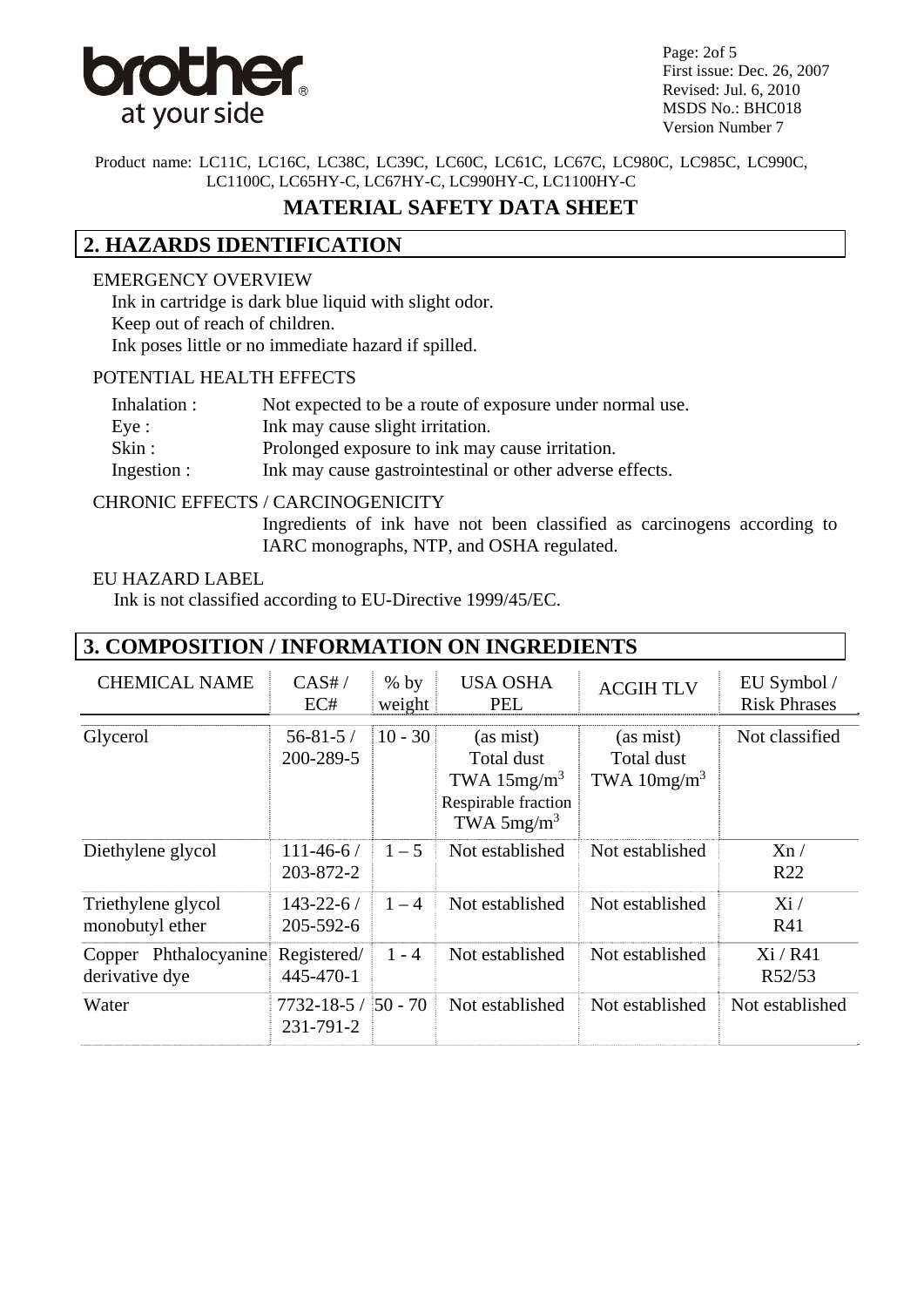Product name: LC11C, LC16C, LC38C, LC39C, LC60C, LC61C, LC67C, LC980C, LC985C, LC990C, LC1100C, LC65HY-C, LC67HY-C, LC990HY-C, LC1100HY-C

# MATERIAL SAFETY DATA SHEET

## 2. HAZARDS IDENTIFICATION

EMERGENCY OVERVIEW

Ink in cartridge is dark blue liquid with slight odor.
Keep out of reach of children.
Ink poses little or no immediate hazard if spilled.

POTENTIAL HEALTH EFFECTS

| | |
|---|---|
| Inhalation : | Not expected to be a route of exposure under normal use. |
| Eye : | Ink may cause slight irritation. |
| Skin : | Prolonged exposure to ink may cause irritation. |
| Ingestion : | Ink may cause gastrointestinal or other adverse effects. |

CHRONIC EFFECTS / CARCINOGENICITY

Ingredients of ink have not been classified as carcinogens according to IARC monographs, NTP, and OSHA regulated.

EU HAZARD LABEL

Ink is not classified according to EU-Directive 1999/45/EC.

## 3. COMPOSITION / INFORMATION ON INGREDIENTS

| CHEMICAL NAME | CAS# / EC# | % by weight | USA OSHA PEL | ACGIH TLV | EU Symbol / Risk Phrases |
|---|---|---|---|---|---|
| Glycerol | 56-81-5 / 200-289-5 | 10 - 30 | (as mist) Total dust TWA 15mg/m$^3$ Respirable fraction TWA 5mg/m$^3$ | (as mist) Total dust TWA 10mg/m$^3$ | Not classified |
| Diethylene glycol | 111-46-6 / 203-872-2 | 1 – 5 | Not established | Not established | Xn / R22 |
| Triethylene glycol monobutyl ether | 143-22-6 / 205-592-6 | 1 – 4 | Not established | Not established | Xi / R41 |
| Copper Phthalocyanine derivative dye | Registered/ 445-470-1 | 1 - 4 | Not established | Not established | Xi / R41 R52/53 |
| Water | 7732-18-5 / 231-791-2 | 50 - 70 | Not established | Not established | Not established |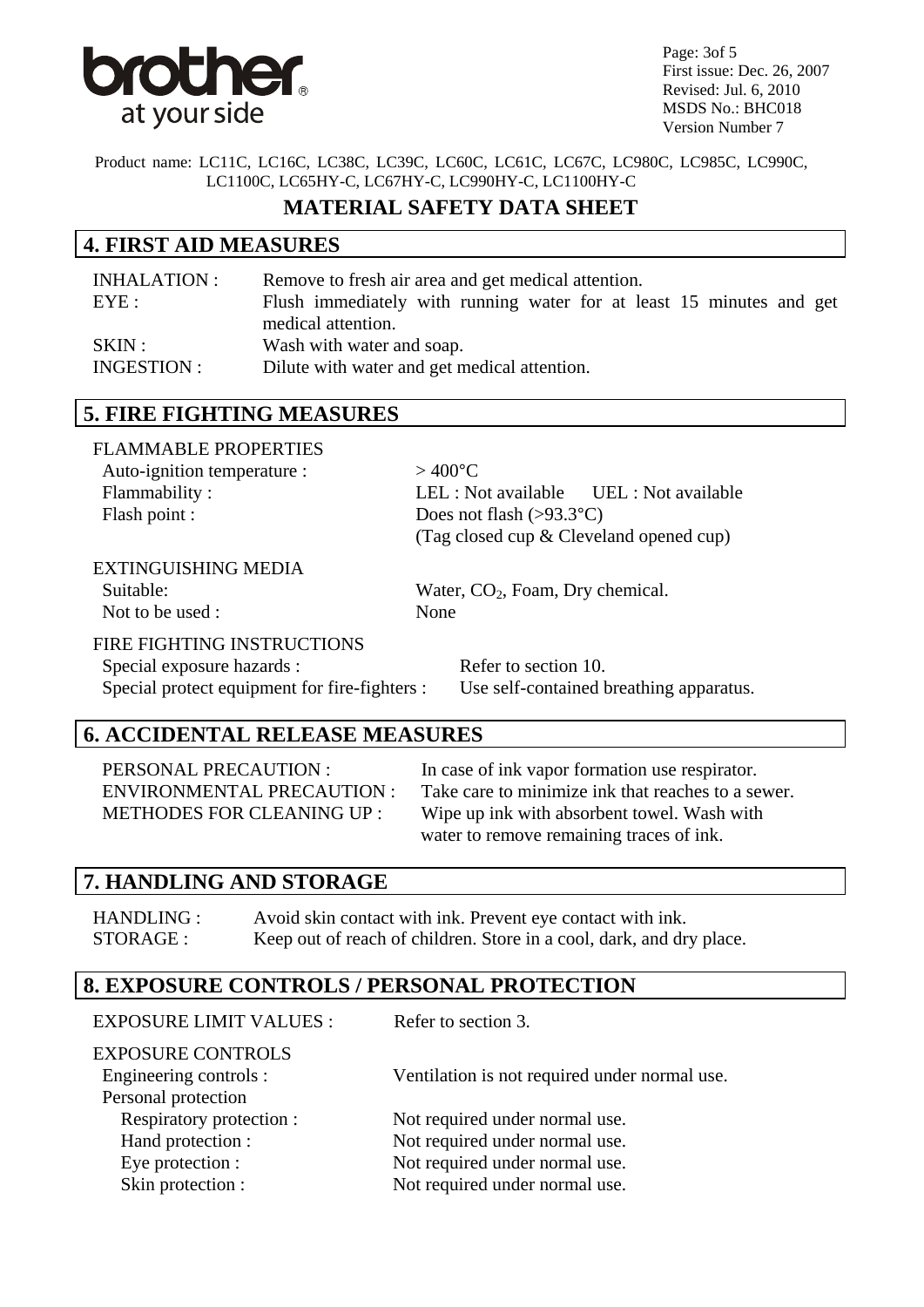Product name: LC11C, LC16C, LC38C, LC39C, LC60C, LC61C, LC67C, LC980C, LC985C, LC990C, LC1100C, LC65HY-C, LC67HY-C, LC990HY-C, LC1100HY-C

# MATERIAL SAFETY DATA SHEET

## 4. FIRST AID MEASURES

| | |
|---|---|
| INHALATION : | Remove to fresh air area and get medical attention. |
| EYE : | Flush immediately with running water for at least 15 minutes and get medical attention. |
| SKIN : | Wash with water and soap. |
| INGESTION : | Dilute with water and get medical attention. |

## 5. FIRE FIGHTING MEASURES

FLAMMABLE PROPERTIES

| | |
|---|---|
| Auto-ignition temperature : | > 400°C |
| Flammability : | LEL : Not available UEL : Not available |
| Flash point : | Does not flash (>93.3°C) (Tag closed cup & Cleveland opened cup) |

EXTINGUISHING MEDIA

| | |
|---|---|
| Suitable: | Water, $CO_2$, Foam, Dry chemical. |
| Not to be used : | None |

FIRE FIGHTING INSTRUCTIONS

| | |
|---|---|
| Special exposure hazards : | Refer to section 10. |
| Special protect equipment for fire-fighters : | Use self-contained breathing apparatus. |

## 6. ACCIDENTAL RELEASE MEASURES

| | |
|---|---|
| PERSONAL PRECAUTION : | In case of ink vapor formation use respirator. |
| ENVIRONMENTAL PRECAUTION : | Take care to minimize ink that reaches to a sewer. |
| METHODES FOR CLEANING UP : | Wipe up ink with absorbent towel. Wash with water to remove remaining traces of ink. |

## 7. HANDLING AND STORAGE

| | |
|---|---|
| HANDLING : | Avoid skin contact with ink. Prevent eye contact with ink. |
| STORAGE : | Keep out of reach of children. Store in a cool, dark, and dry place. |

## 8. EXPOSURE CONTROLS / PERSONAL PROTECTION

EXPOSURE LIMIT VALUES : Refer to section 3.

EXPOSURE CONTROLS

| | |
|---|---|
| Engineering controls : | Ventilation is not required under normal use. |
| Personal protection | |
| Respiratory protection : | Not required under normal use. |
| Hand protection : | Not required under normal use. |
| Eye protection : | Not required under normal use. |
| Skin protection : | Not required under normal use. |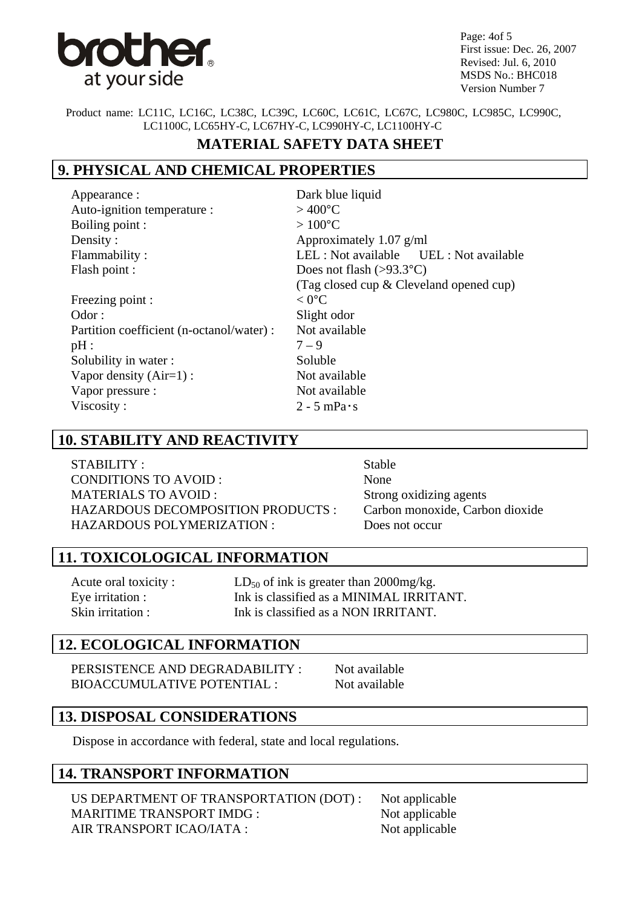Product name: LC11C, LC16C, LC38C, LC39C, LC60C, LC61C, LC67C, LC980C, LC985C, LC990C, LC1100C, LC65HY-C, LC67HY-C, LC990HY-C, LC1100HY-C

# MATERIAL SAFETY DATA SHEET

## 9. PHYSICAL AND CHEMICAL PROPERTIES

| | |
|---|---|
| Appearance : | Dark blue liquid |
| Auto-ignition temperature : | > 400°C |
| Boiling point : | > 100°C |
| Density : | Approximately 1.07 g/ml |
| Flammability : | LEL : Not available UEL : Not available |
| Flash point : | Does not flash (>93.3°C) (Tag closed cup & Cleveland opened cup) |
| Freezing point : | < 0°C |
| Odor : | Slight odor |
| Partition coefficient (n-octanol/water) : | Not available |
| pH : | 7 – 9 |
| Solubility in water : | Soluble |
| Vapor density (Air=1) : | Not available |
| Vapor pressure : | Not available |
| Viscosity : | 2 - 5 mPa･s |

## 10. STABILITY AND REACTIVITY

| | |
|---|---|
| STABILITY : | Stable |
| CONDITIONS TO AVOID : | None |
| MATERIALS TO AVOID : | Strong oxidizing agents |
| HAZARDOUS DECOMPOSITION PRODUCTS : | Carbon monoxide, Carbon dioxide |
| HAZARDOUS POLYMERIZATION : | Does not occur |

## 11. TOXICOLOGICAL INFORMATION

| | |
|---|---|
| Acute oral toxicity : | $LD_{50}$ of ink is greater than 2000mg/kg. |
| Eye irritation : | Ink is classified as a MINIMAL IRRITANT. |
| Skin irritation : | Ink is classified as a NON IRRITANT. |

## 12. ECOLOGICAL INFORMATION

| | |
|---|---|
| PERSISTENCE AND DEGRADABILITY : | Not available |
| BIOACCUMULATIVE POTENTIAL : | Not available |

## 13. DISPOSAL CONSIDERATIONS

Dispose in accordance with federal, state and local regulations.

## 14. TRANSPORT INFORMATION

| | |
|---|---|
| US DEPARTMENT OF TRANSPORTATION (DOT) : | Not applicable |
| MARITIME TRANSPORT IMDG : | Not applicable |
| AIR TRANSPORT ICAO/IATA : | Not applicable |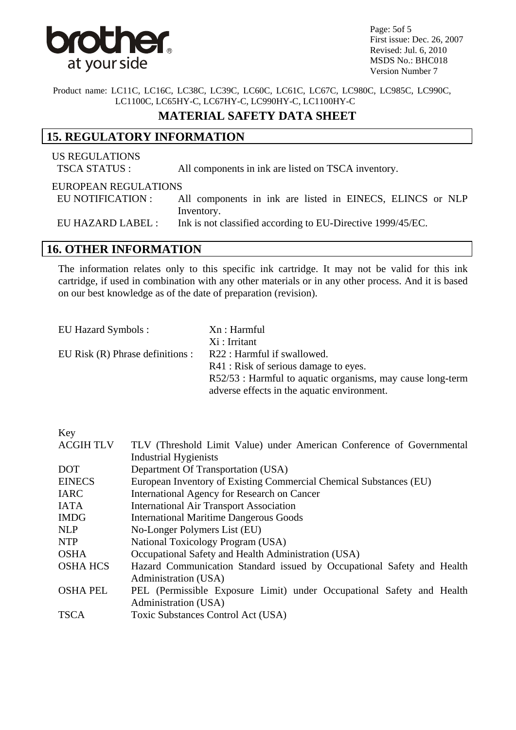Product name: LC11C, LC16C, LC38C, LC39C, LC60C, LC61C, LC67C, LC980C, LC985C, LC990C, LC1100C, LC65HY-C, LC67HY-C, LC990HY-C, LC1100HY-C

# MATERIAL SAFETY DATA SHEET

## 15. REGULATORY INFORMATION

US REGULATIONS

| | |
|---|---|
| TSCA STATUS : | All components in ink are listed on TSCA inventory. |

EUROPEAN REGULATIONS

| | |
|---|---|
| EU NOTIFICATION : | All components in ink are listed in EINECS, ELINCS or NLP Inventory. |
| EU HAZARD LABEL : | Ink is not classified according to EU-Directive 1999/45/EC. |

## 16. OTHER INFORMATION

The information relates only to this specific ink cartridge. It may not be valid for this ink cartridge, if used in combination with any other materials or in any other process. And it is based on our best knowledge as of the date of preparation (revision).

| | |
|---|---|
| EU Hazard Symbols : | Xn : Harmful<br>Xi : Irritant |
| EU Risk (R) Phrase definitions : | R22 : Harmful if swallowed.<br>R41 : Risk of serious damage to eyes.<br>R52/53 : Harmful to aquatic organisms, may cause long-term adverse effects in the aquatic environment. |

Key

| | |
|---|---|
| ACGIH TLV | TLV (Threshold Limit Value) under American Conference of Governmental Industrial Hygienists |
| DOT | Department Of Transportation (USA) |
| EINECS | European Inventory of Existing Commercial Chemical Substances (EU) |
| IARC | International Agency for Research on Cancer |
| IATA | International Air Transport Association |
| IMDG | International Maritime Dangerous Goods |
| NLP | No-Longer Polymers List (EU) |
| NTP | National Toxicology Program (USA) |
| OSHA | Occupational Safety and Health Administration (USA) |
| OSHA HCS | Hazard Communication Standard issued by Occupational Safety and Health Administration (USA) |
| OSHA PEL | PEL (Permissible Exposure Limit) under Occupational Safety and Health Administration (USA) |
| TSCA | Toxic Substances Control Act (USA) |